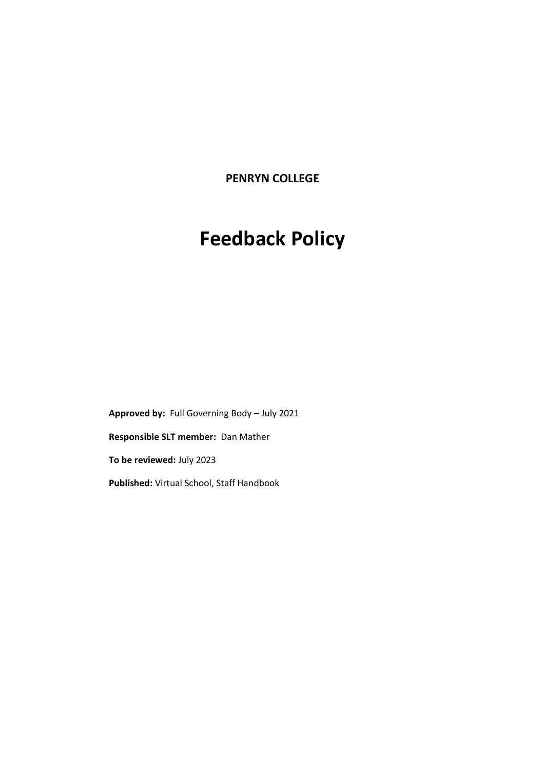**PENRYN COLLEGE**

# Feedback Policy

**Approved by:** Full Governing Body – July 2021

**Responsible SLT member:** Dan Mather

**To be reviewed:** July 2023

**Published:** Virtual School, Staff Handbook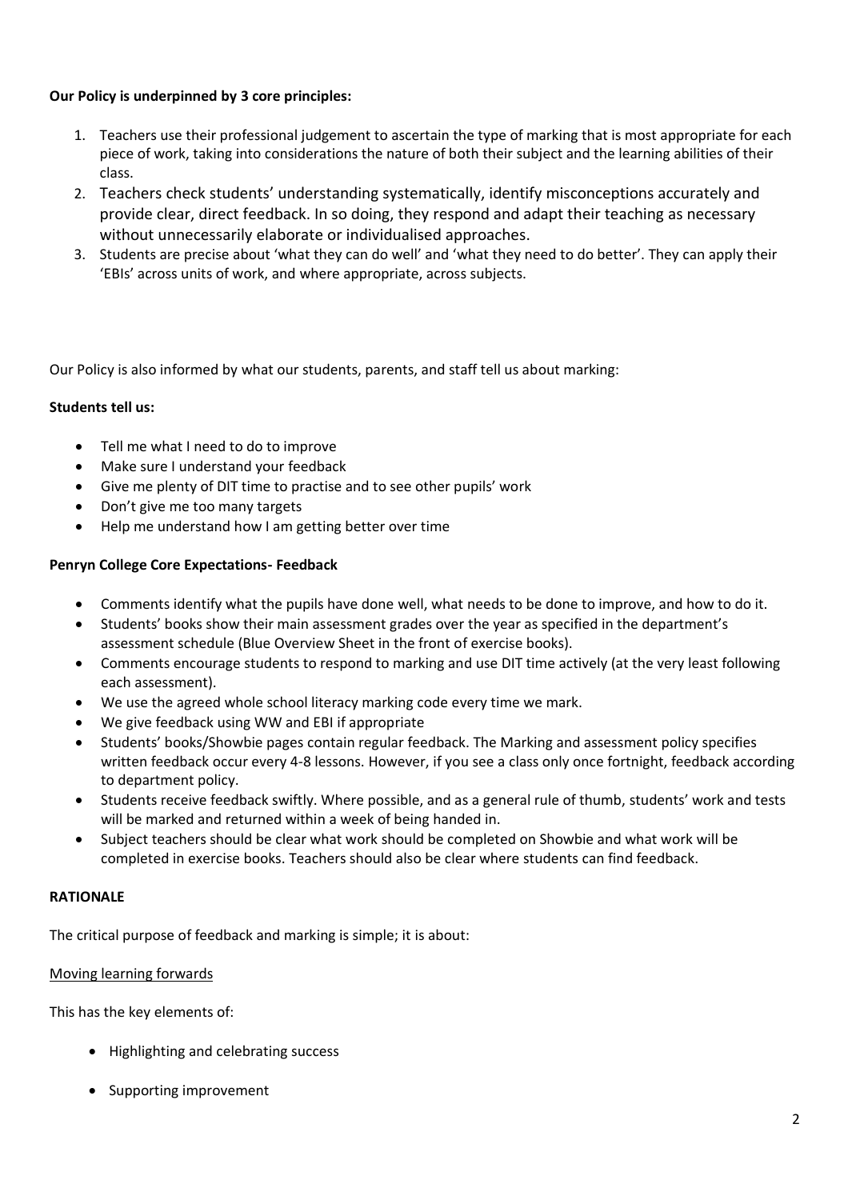**Our Policy is underpinned by 3 core principles:**

1. Teachers use their professional judgement to ascertain the type of marking that is most appropriate for each piece of work, taking into considerations the nature of both their subject and the learning abilities of their class.
2. Teachers check students' understanding systematically, identify misconceptions accurately and provide clear, direct feedback. In so doing, they respond and adapt their teaching as necessary without unnecessarily elaborate or individualised approaches.
3. Students are precise about 'what they can do well' and 'what they need to do better'. They can apply their 'EBIs' across units of work, and where appropriate, across subjects.

Our Policy is also informed by what our students, parents, and staff tell us about marking:

**Students tell us:**

- Tell me what I need to do to improve
- Make sure I understand your feedback
- Give me plenty of DIT time to practise and to see other pupils' work
- Don't give me too many targets
- Help me understand how I am getting better over time

**Penryn College Core Expectations- Feedback**

- Comments identify what the pupils have done well, what needs to be done to improve, and how to do it.
- Students' books show their main assessment grades over the year as specified in the department's assessment schedule (Blue Overview Sheet in the front of exercise books).
- Comments encourage students to respond to marking and use DIT time actively (at the very least following each assessment).
- We use the agreed whole school literacy marking code every time we mark.
- We give feedback using WW and EBI if appropriate
- Students' books/Showbie pages contain regular feedback. The Marking and assessment policy specifies written feedback occur every 4-8 lessons. However, if you see a class only once fortnight, feedback according to department policy.
- Students receive feedback swiftly. Where possible, and as a general rule of thumb, students' work and tests will be marked and returned within a week of being handed in.
- Subject teachers should be clear what work should be completed on Showbie and what work will be completed in exercise books. Teachers should also be clear where students can find feedback.

**RATIONALE**

The critical purpose of feedback and marking is simple; it is about:

Moving learning forwards

This has the key elements of:

- Highlighting and celebrating success
- Supporting improvement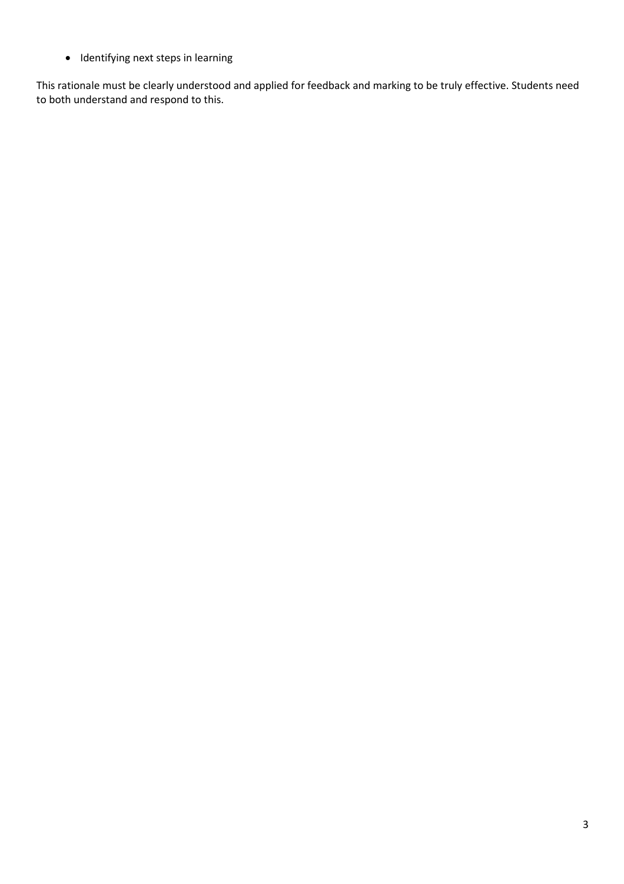- Identifying next steps in learning

This rationale must be clearly understood and applied for feedback and marking to be truly effective. Students need to both understand and respond to this.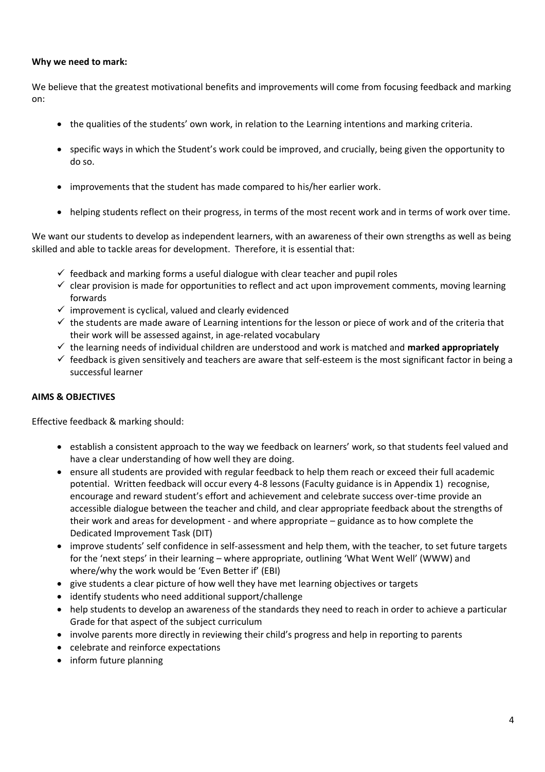**Why we need to mark:**

We believe that the greatest motivational benefits and improvements will come from focusing feedback and marking on:

- the qualities of the students' own work, in relation to the Learning intentions and marking criteria.
- specific ways in which the Student's work could be improved, and crucially, being given the opportunity to do so.
- improvements that the student has made compared to his/her earlier work.
- helping students reflect on their progress, in terms of the most recent work and in terms of work over time.

We want our students to develop as independent learners, with an awareness of their own strengths as well as being skilled and able to tackle areas for development. Therefore, it is essential that:

- ✓ feedback and marking forms a useful dialogue with clear teacher and pupil roles
- ✓ clear provision is made for opportunities to reflect and act upon improvement comments, moving learning forwards
- ✓ improvement is cyclical, valued and clearly evidenced
- ✓ the students are made aware of Learning intentions for the lesson or piece of work and of the criteria that their work will be assessed against, in age-related vocabulary
- ✓ the learning needs of individual children are understood and work is matched and **marked appropriately**
- ✓ feedback is given sensitively and teachers are aware that self-esteem is the most significant factor in being a successful learner

**AIMS & OBJECTIVES**

Effective feedback & marking should:

- establish a consistent approach to the way we feedback on learners' work, so that students feel valued and have a clear understanding of how well they are doing.
- ensure all students are provided with regular feedback to help them reach or exceed their full academic potential. Written feedback will occur every 4-8 lessons (Faculty guidance is in Appendix 1) recognise, encourage and reward student's effort and achievement and celebrate success over-time provide an accessible dialogue between the teacher and child, and clear appropriate feedback about the strengths of their work and areas for development - and where appropriate – guidance as to how complete the Dedicated Improvement Task (DIT)
- improve students' self confidence in self-assessment and help them, with the teacher, to set future targets for the 'next steps' in their learning – where appropriate, outlining 'What Went Well' (WWW) and where/why the work would be 'Even Better if' (EBI)
- give students a clear picture of how well they have met learning objectives or targets
- identify students who need additional support/challenge
- help students to develop an awareness of the standards they need to reach in order to achieve a particular Grade for that aspect of the subject curriculum
- involve parents more directly in reviewing their child's progress and help in reporting to parents
- celebrate and reinforce expectations
- inform future planning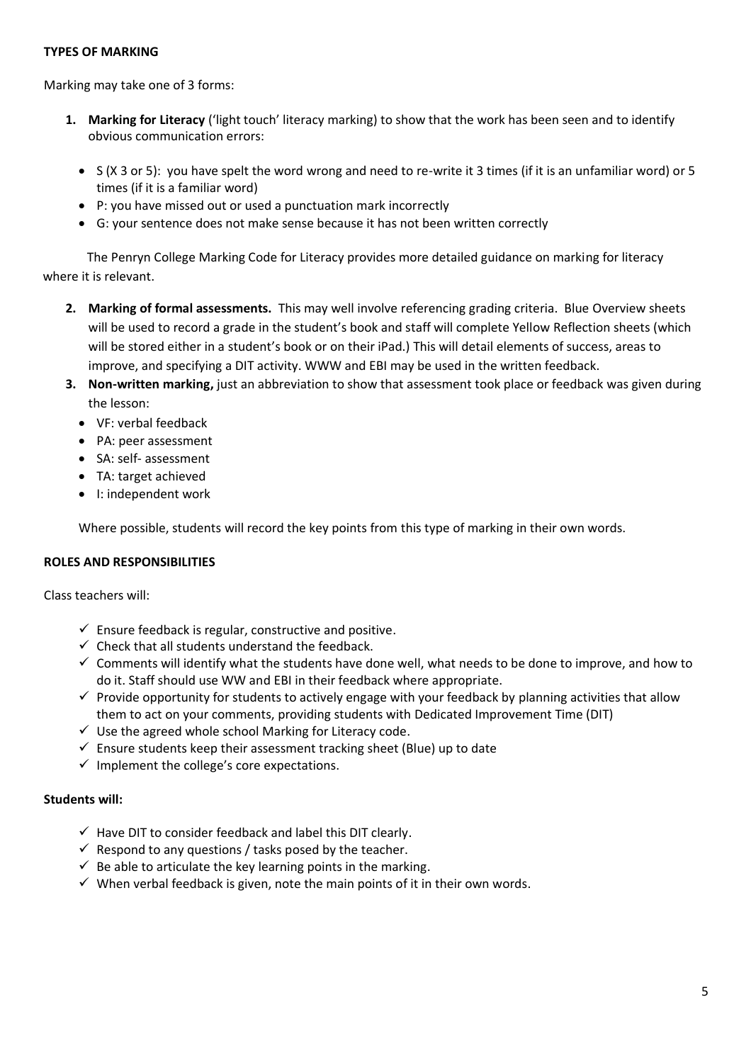**TYPES OF MARKING**

Marking may take one of 3 forms:

1. **Marking for Literacy** ('light touch' literacy marking) to show that the work has been seen and to identify obvious communication errors:

   - S (X 3 or 5): you have spelt the word wrong and need to re-write it 3 times (if it is an unfamiliar word) or 5 times (if it is a familiar word)
   - P: you have missed out or used a punctuation mark incorrectly
   - G: your sentence does not make sense because it has not been written correctly

   The Penryn College Marking Code for Literacy provides more detailed guidance on marking for literacy where it is relevant.

2. **Marking of formal assessments.** This may well involve referencing grading criteria. Blue Overview sheets will be used to record a grade in the student's book and staff will complete Yellow Reflection sheets (which will be stored either in a student's book or on their iPad.) This will detail elements of success, areas to improve, and specifying a DIT activity. WWW and EBI may be used in the written feedback.
3. **Non-written marking,** just an abbreviation to show that assessment took place or feedback was given during the lesson:
   - VF: verbal feedback
   - PA: peer assessment
   - SA: self- assessment
   - TA: target achieved
   - I: independent work

   Where possible, students will record the key points from this type of marking in their own words.

**ROLES AND RESPONSIBILITIES**

Class teachers will:

- ✓ Ensure feedback is regular, constructive and positive.
- ✓ Check that all students understand the feedback.
- ✓ Comments will identify what the students have done well, what needs to be done to improve, and how to do it. Staff should use WW and EBI in their feedback where appropriate.
- ✓ Provide opportunity for students to actively engage with your feedback by planning activities that allow them to act on your comments, providing students with Dedicated Improvement Time (DIT)
- ✓ Use the agreed whole school Marking for Literacy code.
- ✓ Ensure students keep their assessment tracking sheet (Blue) up to date
- ✓ Implement the college's core expectations.

**Students will:**

- ✓ Have DIT to consider feedback and label this DIT clearly.
- ✓ Respond to any questions / tasks posed by the teacher.
- ✓ Be able to articulate the key learning points in the marking.
- ✓ When verbal feedback is given, note the main points of it in their own words.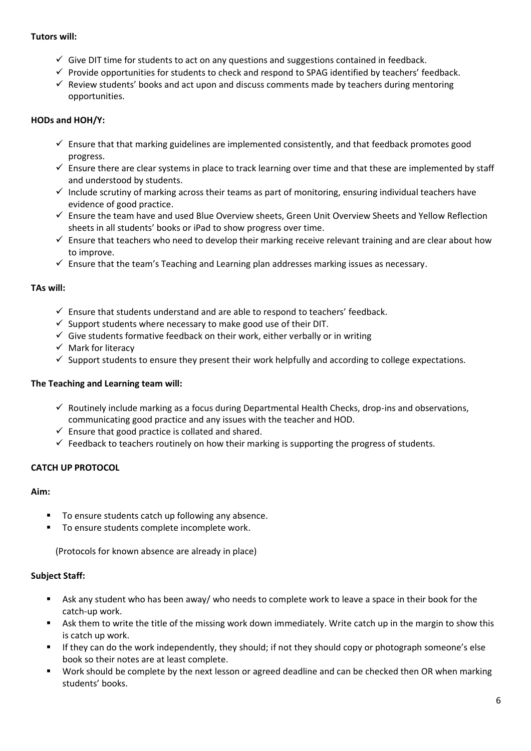**Tutors will:**

- ✓ Give DIT time for students to act on any questions and suggestions contained in feedback.
- ✓ Provide opportunities for students to check and respond to SPAG identified by teachers' feedback.
- ✓ Review students' books and act upon and discuss comments made by teachers during mentoring opportunities.

**HODs and HOH/Y:**

- ✓ Ensure that that marking guidelines are implemented consistently, and that feedback promotes good progress.
- ✓ Ensure there are clear systems in place to track learning over time and that these are implemented by staff and understood by students.
- ✓ Include scrutiny of marking across their teams as part of monitoring, ensuring individual teachers have evidence of good practice.
- ✓ Ensure the team have and used Blue Overview sheets, Green Unit Overview Sheets and Yellow Reflection sheets in all students' books or iPad to show progress over time.
- ✓ Ensure that teachers who need to develop their marking receive relevant training and are clear about how to improve.
- ✓ Ensure that the team's Teaching and Learning plan addresses marking issues as necessary.

**TAs will:**

- ✓ Ensure that students understand and are able to respond to teachers' feedback.
- ✓ Support students where necessary to make good use of their DIT.
- ✓ Give students formative feedback on their work, either verbally or in writing
- ✓ Mark for literacy
- ✓ Support students to ensure they present their work helpfully and according to college expectations.

**The Teaching and Learning team will:**

- ✓ Routinely include marking as a focus during Departmental Health Checks, drop-ins and observations, communicating good practice and any issues with the teacher and HOD.
- ✓ Ensure that good practice is collated and shared.
- ✓ Feedback to teachers routinely on how their marking is supporting the progress of students.

**CATCH UP PROTOCOL**

**Aim:**

- To ensure students catch up following any absence.
- To ensure students complete incomplete work.

(Protocols for known absence are already in place)

**Subject Staff:**

- Ask any student who has been away/ who needs to complete work to leave a space in their book for the catch-up work.
- Ask them to write the title of the missing work down immediately. Write catch up in the margin to show this is catch up work.
- If they can do the work independently, they should; if not they should copy or photograph someone's else book so their notes are at least complete.
- Work should be complete by the next lesson or agreed deadline and can be checked then OR when marking students' books.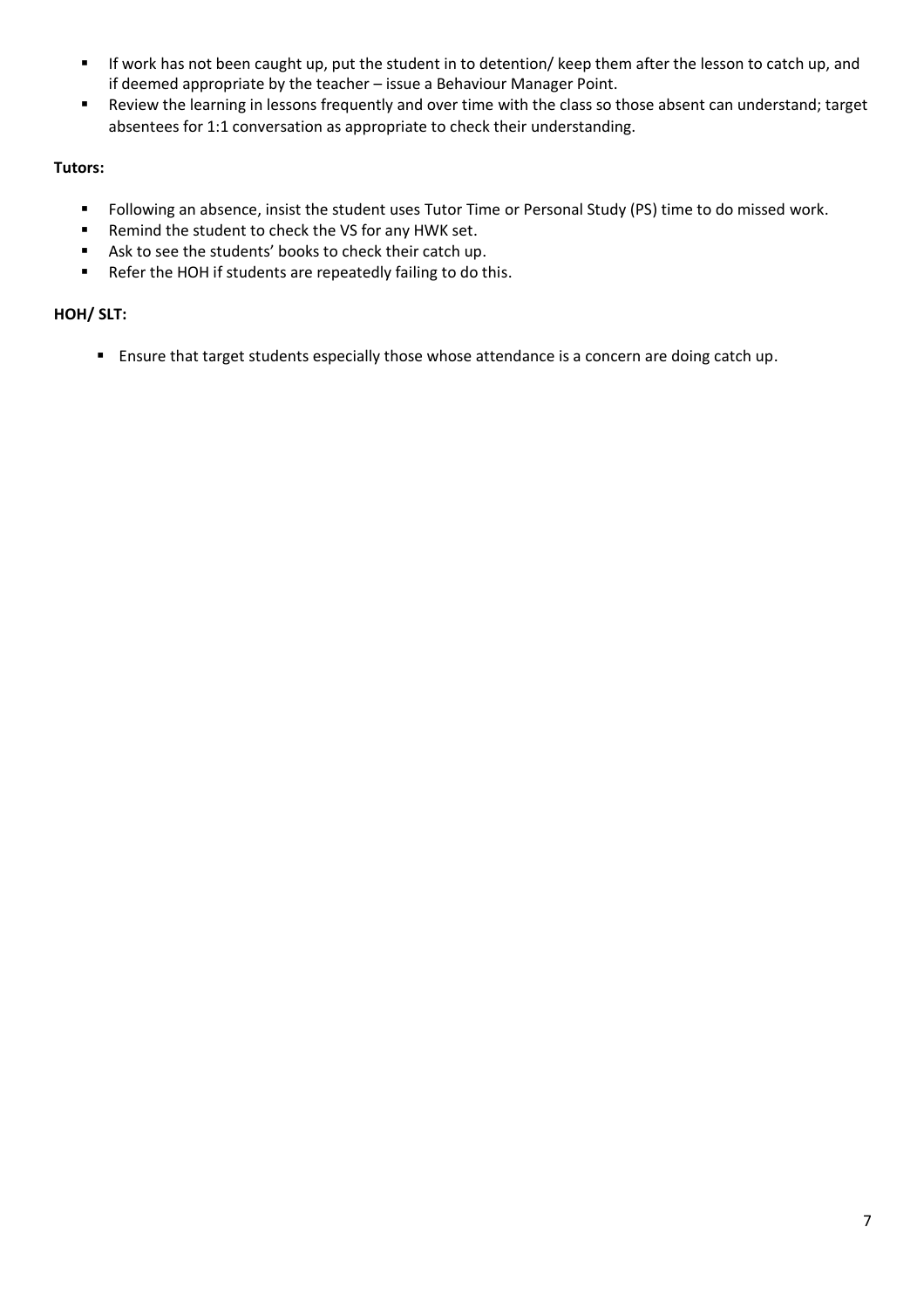- If work has not been caught up, put the student in to detention/ keep them after the lesson to catch up, and if deemed appropriate by the teacher – issue a Behaviour Manager Point.
- Review the learning in lessons frequently and over time with the class so those absent can understand; target absentees for 1:1 conversation as appropriate to check their understanding.

**Tutors:**

- Following an absence, insist the student uses Tutor Time or Personal Study (PS) time to do missed work.
- Remind the student to check the VS for any HWK set.
- Ask to see the students' books to check their catch up.
- Refer the HOH if students are repeatedly failing to do this.

**HOH/ SLT:**

- Ensure that target students especially those whose attendance is a concern are doing catch up.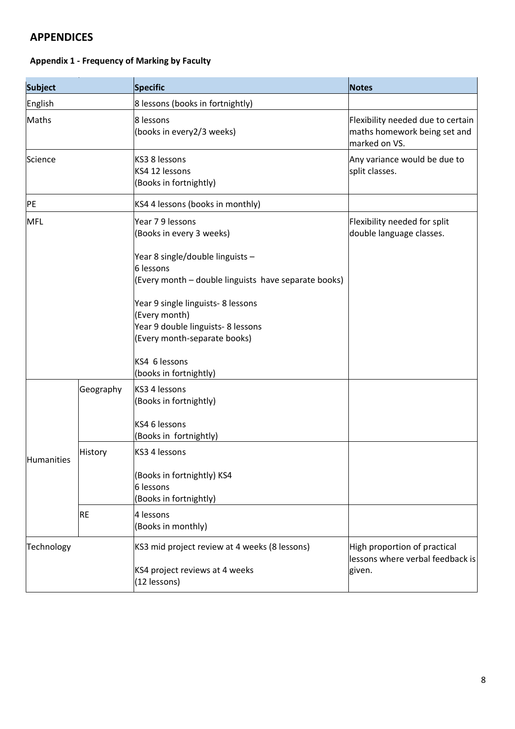## APPENDICES

### Appendix 1 - Frequency of Marking by Faculty

| Subject | | Specific | Notes |
|---|---|---|---|
| English | | 8 lessons (books in fortnightly) | |
| Maths | | 8 lessons<br>(books in every2/3 weeks) | Flexibility needed due to certain maths homework being set and marked on VS. |
| Science | | KS3 8 lessons<br>KS4 12 lessons<br>(Books in fortnightly) | Any variance would be due to split classes. |
| PE | | KS4 4 lessons (books in monthly) | |
| MFL | | Year 7 9 lessons<br>(Books in every 3 weeks)<br><br>Year 8 single/double linguists –<br>6 lessons<br>(Every month – double linguists have separate books)<br><br>Year 9 single linguists- 8 lessons<br>(Every month)<br>Year 9 double linguists- 8 lessons<br>(Every month-separate books)<br><br>KS4 6 lessons<br>(books in fortnightly) | Flexibility needed for split double language classes. |
| Humanities | Geography | KS3 4 lessons<br>(Books in fortnightly)<br><br>KS4 6 lessons<br>(Books in fortnightly) | |
| | History | KS3 4 lessons<br><br>(Books in fortnightly) KS4<br>6 lessons<br>(Books in fortnightly) | |
| | RE | 4 lessons<br>(Books in monthly) | |
| Technology | | KS3 mid project review at 4 weeks (8 lessons)<br><br>KS4 project reviews at 4 weeks<br>(12 lessons) | High proportion of practical lessons where verbal feedback is given. |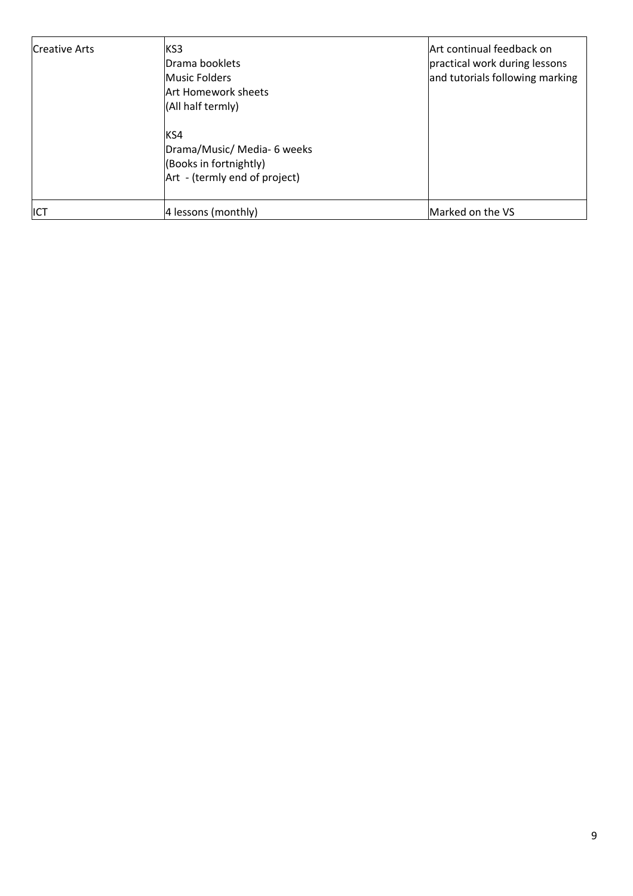| | | |
|---|---|---|
| Creative Arts | KS3<br>Drama booklets<br>Music Folders<br>Art Homework sheets<br>(All half termly)<br><br>KS4<br>Drama/Music/ Media- 6 weeks<br>(Books in fortnightly)<br>Art - (termly end of project) | Art continual feedback on practical work during lessons and tutorials following marking |
| ICT | 4 lessons (monthly) | Marked on the VS |